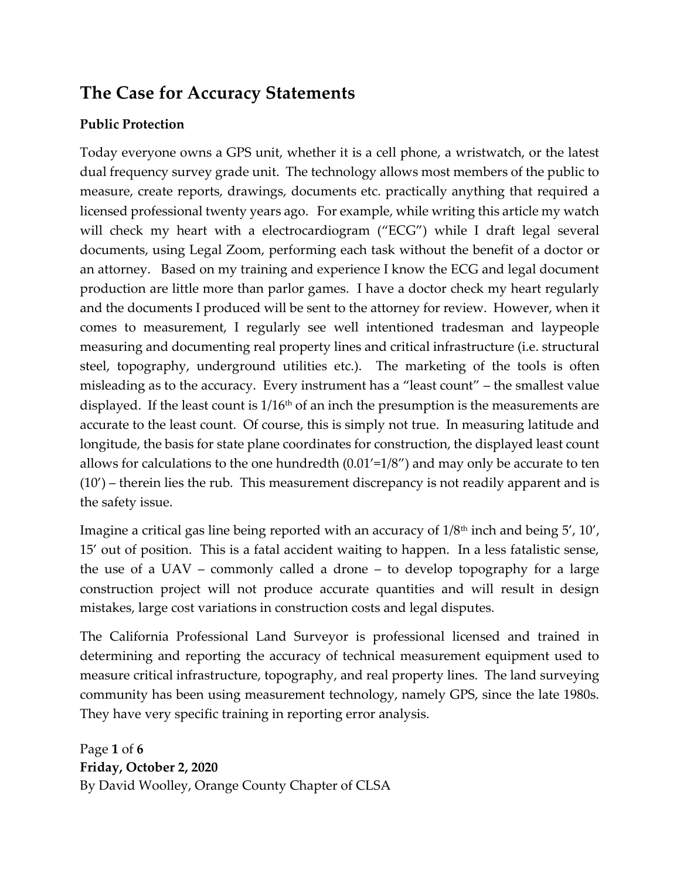# The Case for Accuracy Statements

### Public Protection

Today everyone owns a GPS unit, whether it is a cell phone, a wristwatch, or the latest dual frequency survey grade unit. The technology allows most members of the public to measure, create reports, drawings, documents etc. practically anything that required a licensed professional twenty years ago. For example, while writing this article my watch will check my heart with a electrocardiogram ("ECG") while I draft legal several documents, using Legal Zoom, performing each task without the benefit of a doctor or an attorney. Based on my training and experience I know the ECG and legal document production are little more than parlor games. I have a doctor check my heart regularly and the documents I produced will be sent to the attorney for review. However, when it comes to measurement, I regularly see well intentioned tradesman and laypeople measuring and documenting real property lines and critical infrastructure (i.e. structural steel, topography, underground utilities etc.). The marketing of the tools is often misleading as to the accuracy. Every instrument has a "least count" – the smallest value displayed. If the least count is 1/16th of an inch the presumption is the measurements are accurate to the least count. Of course, this is simply not true. In measuring latitude and longitude, the basis for state plane coordinates for construction, the displayed least count allows for calculations to the one hundredth (0.01′=1/8″) and may only be accurate to ten (10′) – therein lies the rub. This measurement discrepancy is not readily apparent and is the safety issue.

Imagine a critical gas line being reported with an accuracy of 1/8th inch and being 5′, 10′, 15′ out of position. This is a fatal accident waiting to happen. In a less fatalistic sense, the use of a UAV – commonly called a drone – to develop topography for a large construction project will not produce accurate quantities and will result in design mistakes, large cost variations in construction costs and legal disputes.

The California Professional Land Surveyor is professional licensed and trained in determining and reporting the accuracy of technical measurement equipment used to measure critical infrastructure, topography, and real property lines. The land surveying community has been using measurement technology, namely GPS, since the late 1980s. They have very specific training in reporting error analysis.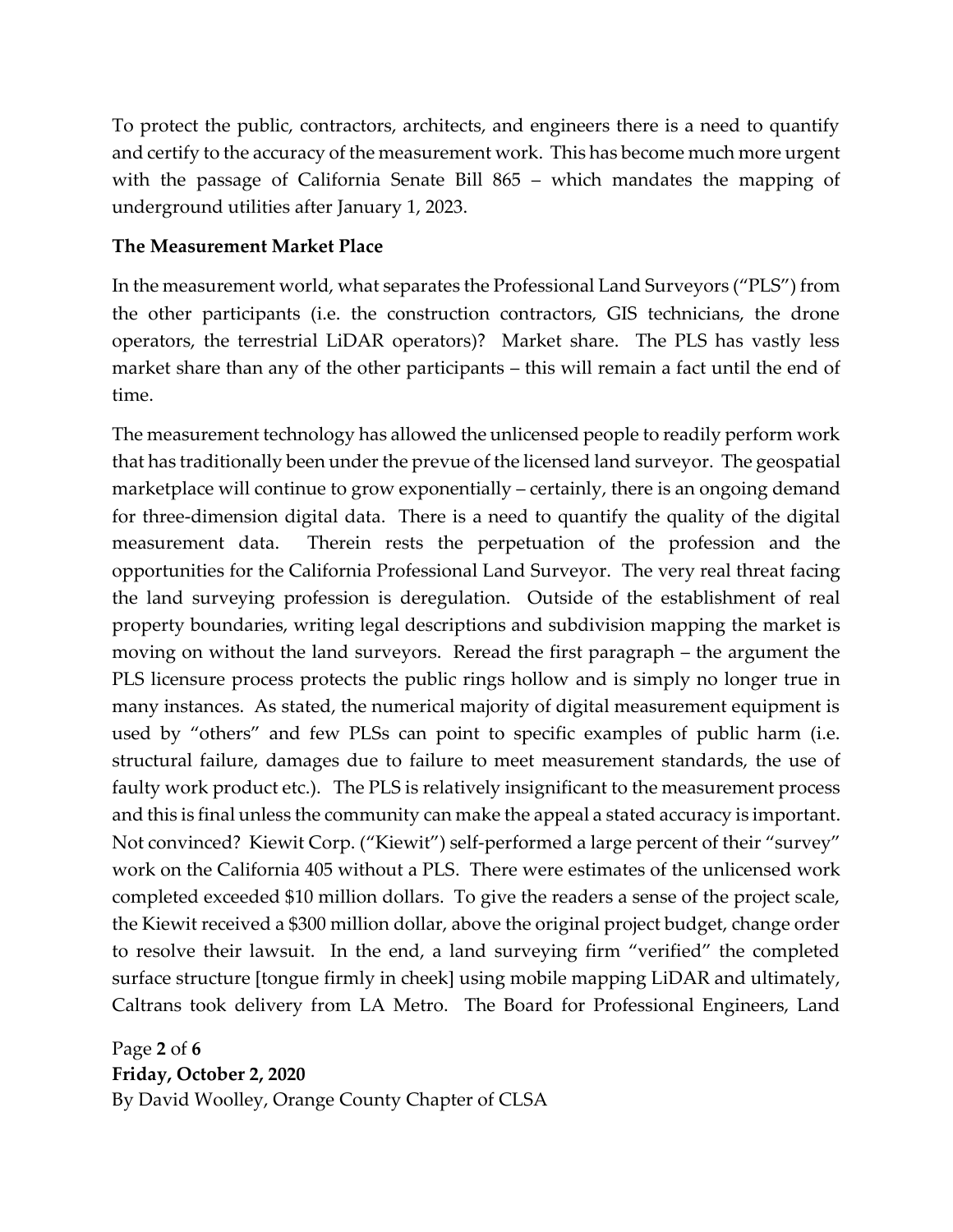To protect the public, contractors, architects, and engineers there is a need to quantify and certify to the accuracy of the measurement work. This has become much more urgent with the passage of California Senate Bill 865 – which mandates the mapping of underground utilities after January 1, 2023.

**The Measurement Market Place**

In the measurement world, what separates the Professional Land Surveyors ("PLS") from the other participants (i.e. the construction contractors, GIS technicians, the drone operators, the terrestrial LiDAR operators)? Market share. The PLS has vastly less market share than any of the other participants – this will remain a fact until the end of time.

The measurement technology has allowed the unlicensed people to readily perform work that has traditionally been under the prevue of the licensed land surveyor. The geospatial marketplace will continue to grow exponentially – certainly, there is an ongoing demand for three-dimension digital data. There is a need to quantify the quality of the digital measurement data. Therein rests the perpetuation of the profession and the opportunities for the California Professional Land Surveyor. The very real threat facing the land surveying profession is deregulation. Outside of the establishment of real property boundaries, writing legal descriptions and subdivision mapping the market is moving on without the land surveyors. Reread the first paragraph – the argument the PLS licensure process protects the public rings hollow and is simply no longer true in many instances. As stated, the numerical majority of digital measurement equipment is used by "others" and few PLSs can point to specific examples of public harm (i.e. structural failure, damages due to failure to meet measurement standards, the use of faulty work product etc.). The PLS is relatively insignificant to the measurement process and this is final unless the community can make the appeal a stated accuracy is important. Not convinced? Kiewit Corp. ("Kiewit") self-performed a large percent of their "survey" work on the California 405 without a PLS. There were estimates of the unlicensed work completed exceeded $10 million dollars. To give the readers a sense of the project scale, the Kiewit received a $300 million dollar, above the original project budget, change order to resolve their lawsuit. In the end, a land surveying firm "verified" the completed surface structure [tongue firmly in cheek] using mobile mapping LiDAR and ultimately, Caltrans took delivery from LA Metro. The Board for Professional Engineers, Land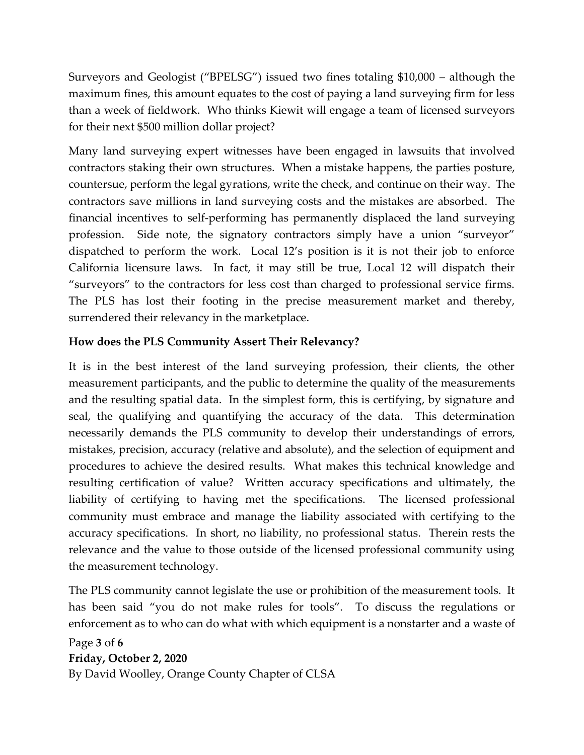Surveyors and Geologist ("BPELSG") issued two fines totaling $10,000 – although the maximum fines, this amount equates to the cost of paying a land surveying firm for less than a week of fieldwork. Who thinks Kiewit will engage a team of licensed surveyors for their next $500 million dollar project?

Many land surveying expert witnesses have been engaged in lawsuits that involved contractors staking their own structures. When a mistake happens, the parties posture, countersue, perform the legal gyrations, write the check, and continue on their way. The contractors save millions in land surveying costs and the mistakes are absorbed. The financial incentives to self-performing has permanently displaced the land surveying profession. Side note, the signatory contractors simply have a union "surveyor" dispatched to perform the work. Local 12's position is it is not their job to enforce California licensure laws. In fact, it may still be true, Local 12 will dispatch their "surveyors" to the contractors for less cost than charged to professional service firms. The PLS has lost their footing in the precise measurement market and thereby, surrendered their relevancy in the marketplace.

**How does the PLS Community Assert Their Relevancy?**

It is in the best interest of the land surveying profession, their clients, the other measurement participants, and the public to determine the quality of the measurements and the resulting spatial data. In the simplest form, this is certifying, by signature and seal, the qualifying and quantifying the accuracy of the data. This determination necessarily demands the PLS community to develop their understandings of errors, mistakes, precision, accuracy (relative and absolute), and the selection of equipment and procedures to achieve the desired results. What makes this technical knowledge and resulting certification of value? Written accuracy specifications and ultimately, the liability of certifying to having met the specifications. The licensed professional community must embrace and manage the liability associated with certifying to the accuracy specifications. In short, no liability, no professional status. Therein rests the relevance and the value to those outside of the licensed professional community using the measurement technology.

The PLS community cannot legislate the use or prohibition of the measurement tools. It has been said "you do not make rules for tools". To discuss the regulations or enforcement as to who can do what with which equipment is a nonstarter and a waste of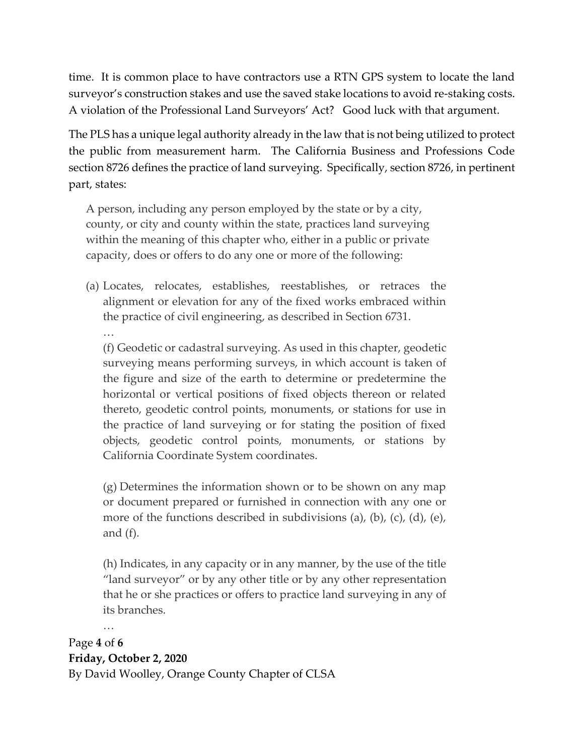time. It is common place to have contractors use a RTN GPS system to locate the land surveyor's construction stakes and use the saved stake locations to avoid re-staking costs. A violation of the Professional Land Surveyors' Act? Good luck with that argument.

The PLS has a unique legal authority already in the law that is not being utilized to protect the public from measurement harm. The California Business and Professions Code section 8726 defines the practice of land surveying. Specifically, section 8726, in pertinent part, states:

> A person, including any person employed by the state or by a city, county, or city and county within the state, practices land surveying within the meaning of this chapter who, either in a public or private capacity, does or offers to do any one or more of the following:
>
> (a) Locates, relocates, establishes, reestablishes, or retraces the alignment or elevation for any of the fixed works embraced within the practice of civil engineering, as described in Section 6731.
>
> …
>
> (f) Geodetic or cadastral surveying. As used in this chapter, geodetic surveying means performing surveys, in which account is taken of the figure and size of the earth to determine or predetermine the horizontal or vertical positions of fixed objects thereon or related thereto, geodetic control points, monuments, or stations for use in the practice of land surveying or for stating the position of fixed objects, geodetic control points, monuments, or stations by California Coordinate System coordinates.
>
> (g) Determines the information shown or to be shown on any map or document prepared or furnished in connection with any one or more of the functions described in subdivisions (a), (b), (c), (d), (e), and (f).
>
> (h) Indicates, in any capacity or in any manner, by the use of the title "land surveyor" or by any other title or by any other representation that he or she practices or offers to practice land surveying in any of its branches.
>
> …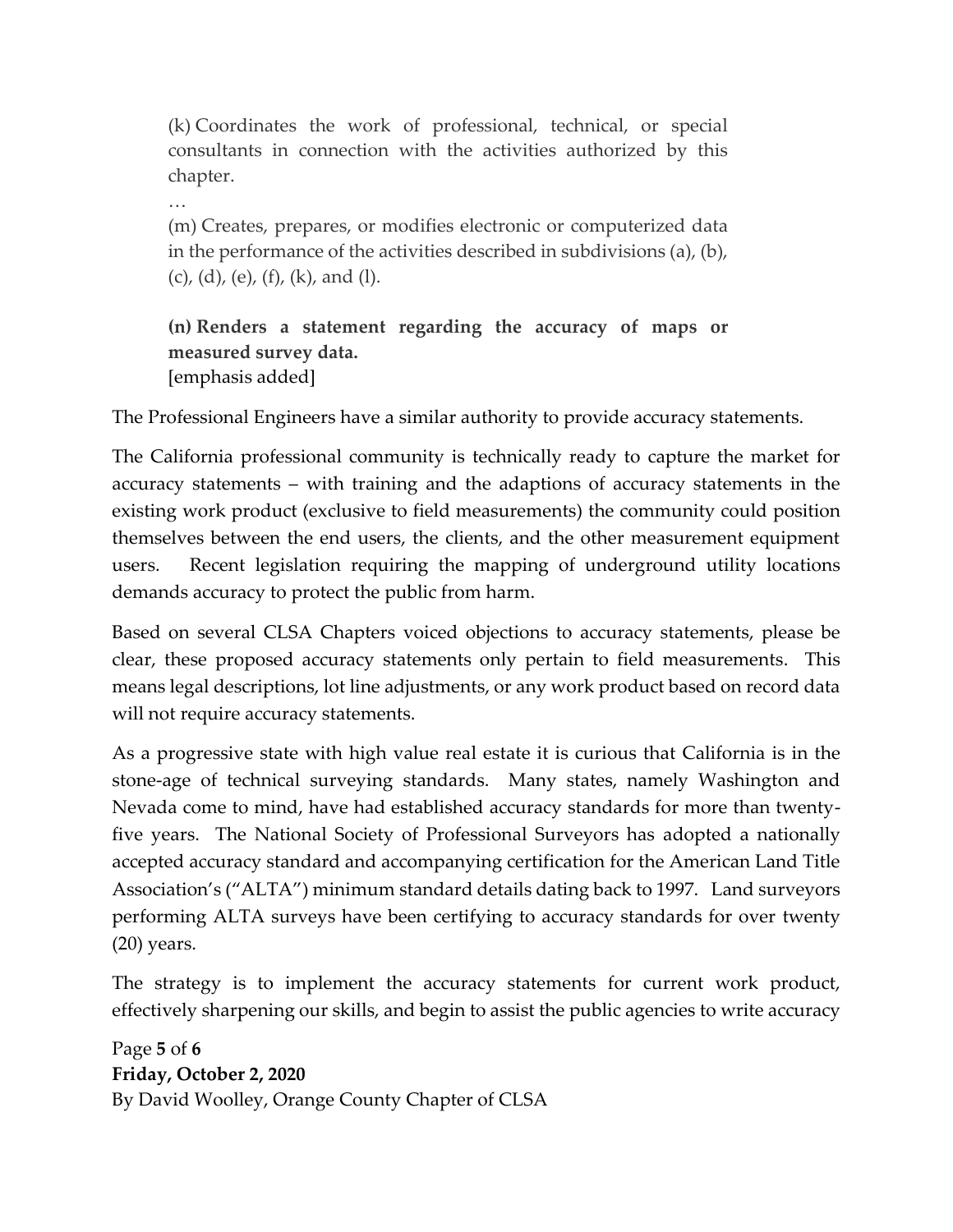> (k) Coordinates the work of professional, technical, or special consultants in connection with the activities authorized by this chapter.
>
> …
>
> (m) Creates, prepares, or modifies electronic or computerized data in the performance of the activities described in subdivisions (a), (b), (c), (d), (e), (f), (k), and (l).
>
> **(n) Renders a statement regarding the accuracy of maps or measured survey data.**
> [emphasis added]

The Professional Engineers have a similar authority to provide accuracy statements.

The California professional community is technically ready to capture the market for accuracy statements – with training and the adaptions of accuracy statements in the existing work product (exclusive to field measurements) the community could position themselves between the end users, the clients, and the other measurement equipment users. Recent legislation requiring the mapping of underground utility locations demands accuracy to protect the public from harm.

Based on several CLSA Chapters voiced objections to accuracy statements, please be clear, these proposed accuracy statements only pertain to field measurements. This means legal descriptions, lot line adjustments, or any work product based on record data will not require accuracy statements.

As a progressive state with high value real estate it is curious that California is in the stone-age of technical surveying standards. Many states, namely Washington and Nevada come to mind, have had established accuracy standards for more than twenty-five years. The National Society of Professional Surveyors has adopted a nationally accepted accuracy standard and accompanying certification for the American Land Title Association's ("ALTA") minimum standard details dating back to 1997. Land surveyors performing ALTA surveys have been certifying to accuracy standards for over twenty (20) years.

The strategy is to implement the accuracy statements for current work product, effectively sharpening our skills, and begin to assist the public agencies to write accuracy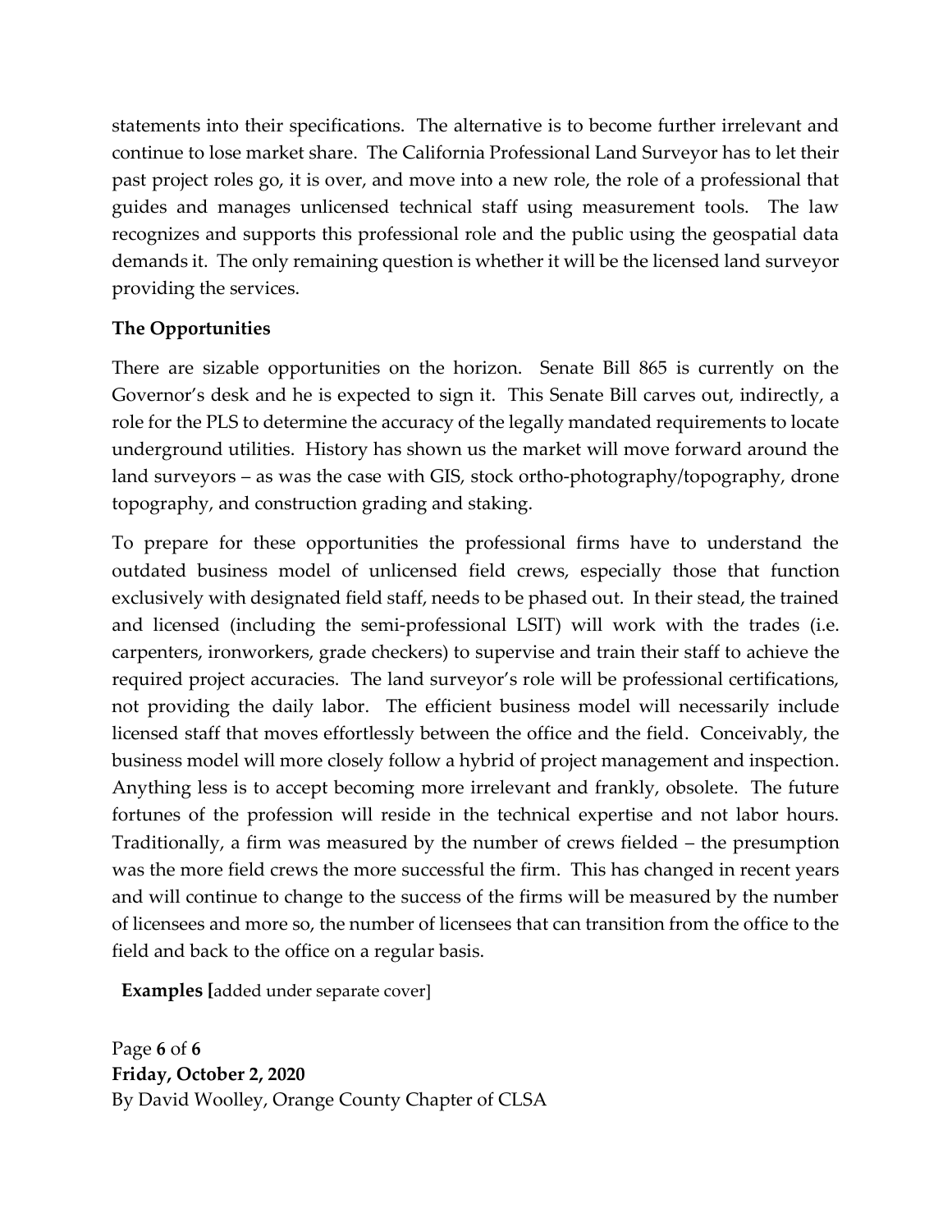statements into their specifications. The alternative is to become further irrelevant and continue to lose market share. The California Professional Land Surveyor has to let their past project roles go, it is over, and move into a new role, the role of a professional that guides and manages unlicensed technical staff using measurement tools. The law recognizes and supports this professional role and the public using the geospatial data demands it. The only remaining question is whether it will be the licensed land surveyor providing the services.

**The Opportunities**

There are sizable opportunities on the horizon. Senate Bill 865 is currently on the Governor's desk and he is expected to sign it. This Senate Bill carves out, indirectly, a role for the PLS to determine the accuracy of the legally mandated requirements to locate underground utilities. History has shown us the market will move forward around the land surveyors – as was the case with GIS, stock ortho-photography/topography, drone topography, and construction grading and staking.

To prepare for these opportunities the professional firms have to understand the outdated business model of unlicensed field crews, especially those that function exclusively with designated field staff, needs to be phased out. In their stead, the trained and licensed (including the semi-professional LSIT) will work with the trades (i.e. carpenters, ironworkers, grade checkers) to supervise and train their staff to achieve the required project accuracies. The land surveyor's role will be professional certifications, not providing the daily labor. The efficient business model will necessarily include licensed staff that moves effortlessly between the office and the field. Conceivably, the business model will more closely follow a hybrid of project management and inspection. Anything less is to accept becoming more irrelevant and frankly, obsolete. The future fortunes of the profession will reside in the technical expertise and not labor hours. Traditionally, a firm was measured by the number of crews fielded – the presumption was the more field crews the more successful the firm. This has changed in recent years and will continue to change to the success of the firms will be measured by the number of licensees and more so, the number of licensees that can transition from the office to the field and back to the office on a regular basis.

**Examples [**added under separate cover]

**Friday, October 2, 2020**
By David Woolley, Orange County Chapter of CLSA